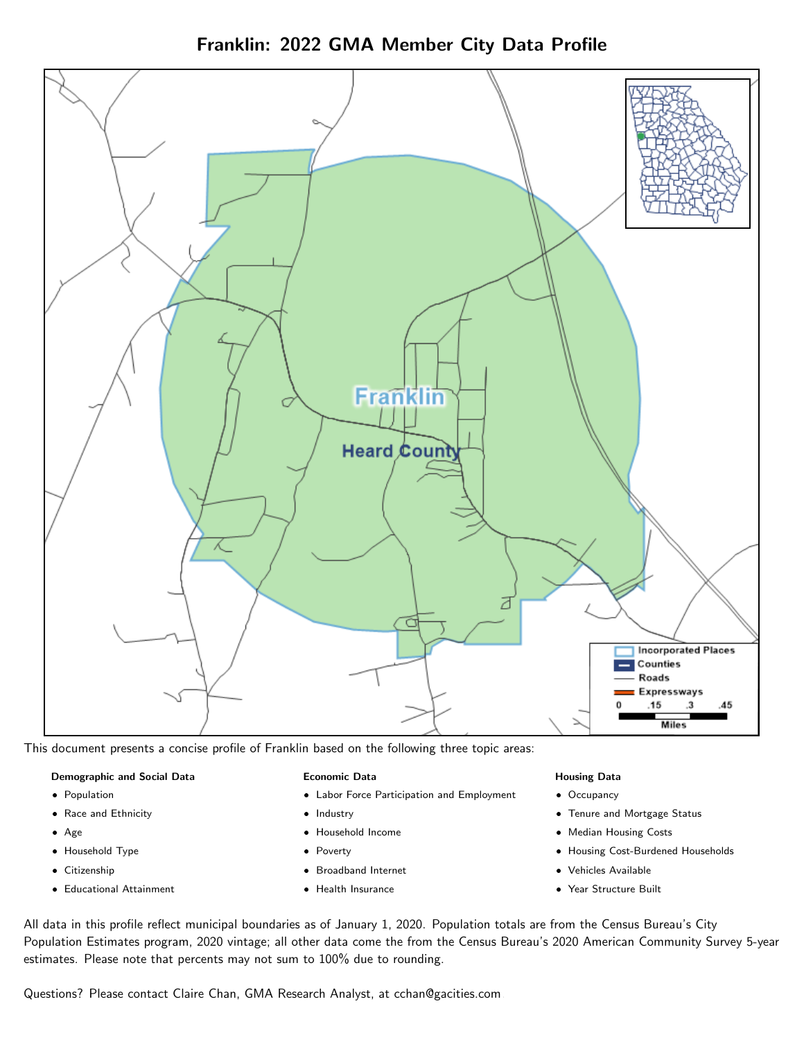# Franklin: 2022 GMA Member City Data Profile

This document presents a concise profile of Franklin based on the following three topic areas:

**Demographic and Social Data**

- Population
- Race and Ethnicity
- Age
- Household Type
- Citizenship
- Educational Attainment

**Economic Data**

- Labor Force Participation and Employment
- Industry
- Household Income
- Poverty
- Broadband Internet
- Health Insurance

**Housing Data**

- Occupancy
- Tenure and Mortgage Status
- Median Housing Costs
- Housing Cost-Burdened Households
- Vehicles Available
- Year Structure Built

All data in this profile reflect municipal boundaries as of January 1, 2020. Population totals are from the Census Bureau's City Population Estimates program, 2020 vintage; all other data come the from the Census Bureau's 2020 American Community Survey 5-year estimates. Please note that percents may not sum to 100% due to rounding.

Questions? Please contact Claire Chan, GMA Research Analyst, at cchan@gacities.com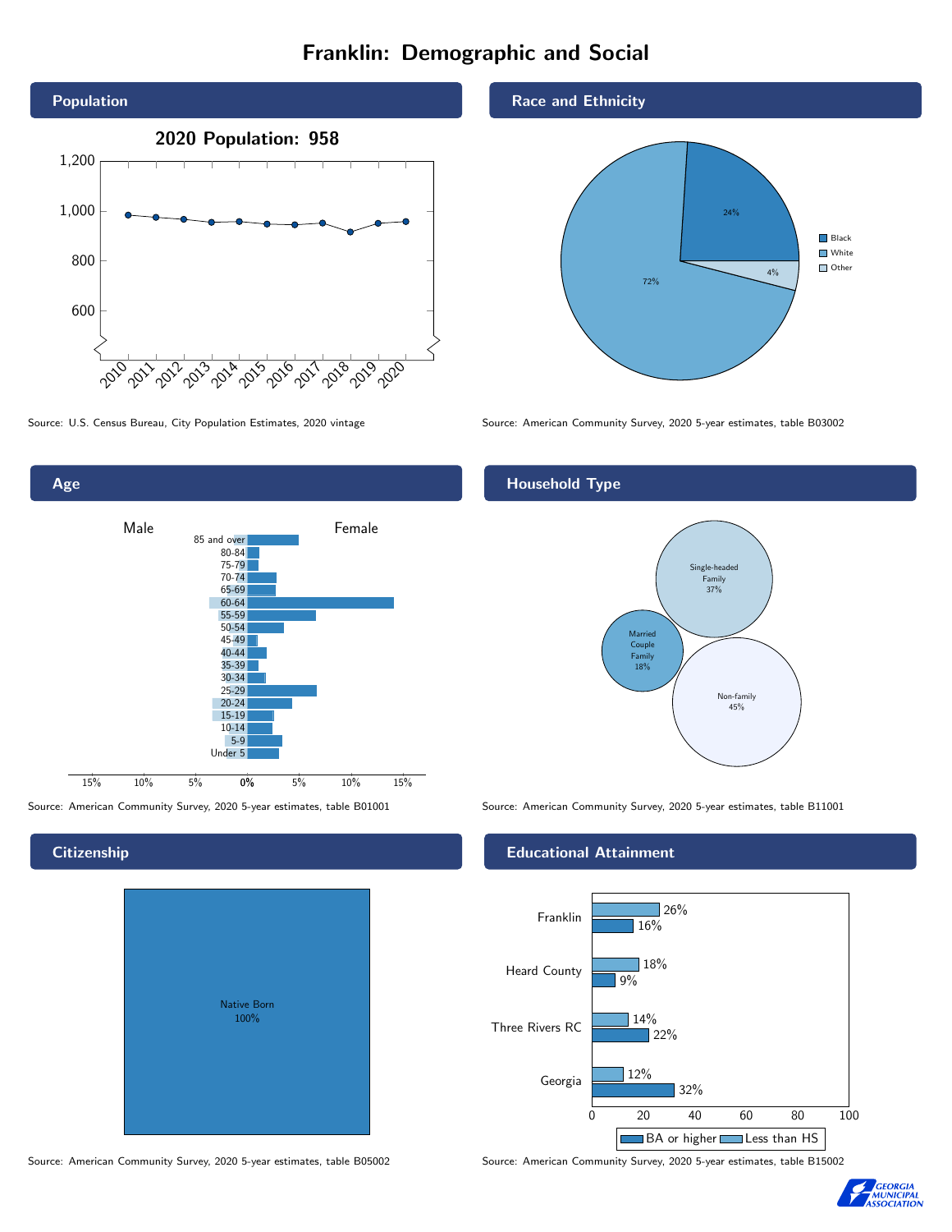# Franklin: Demographic and Social

## Population

**2020 Population: 958**

Source: U.S. Census Bureau, City Population Estimates, 2020 vintage

## Race and Ethnicity

| Race | Percent |
|---|---|
| Black | 24% |
| White | 72% |
| Other | 4% |

Source: American Community Survey, 2020 5-year estimates, table B03002

## Age

Male / Female

Source: American Community Survey, 2020 5-year estimates, table B01001

## Household Type

| Household Type | Percent |
|---|---|
| Single-headed Family | 37% |
| Married Couple Family | 18% |
| Non-family | 45% |

Source: American Community Survey, 2020 5-year estimates, table B11001

## Citizenship

| Citizenship | Percent |
|---|---|
| Native Born | 100% |

Source: American Community Survey, 2020 5-year estimates, table B05002

## Educational Attainment

| | Less than HS | BA or higher |
|---|---|---|
| Franklin | 26% | 16% |
| Heard County | 18% | 9% |
| Three Rivers RC | 14% | 22% |
| Georgia | 12% | 32% |

Source: American Community Survey, 2020 5-year estimates, table B15002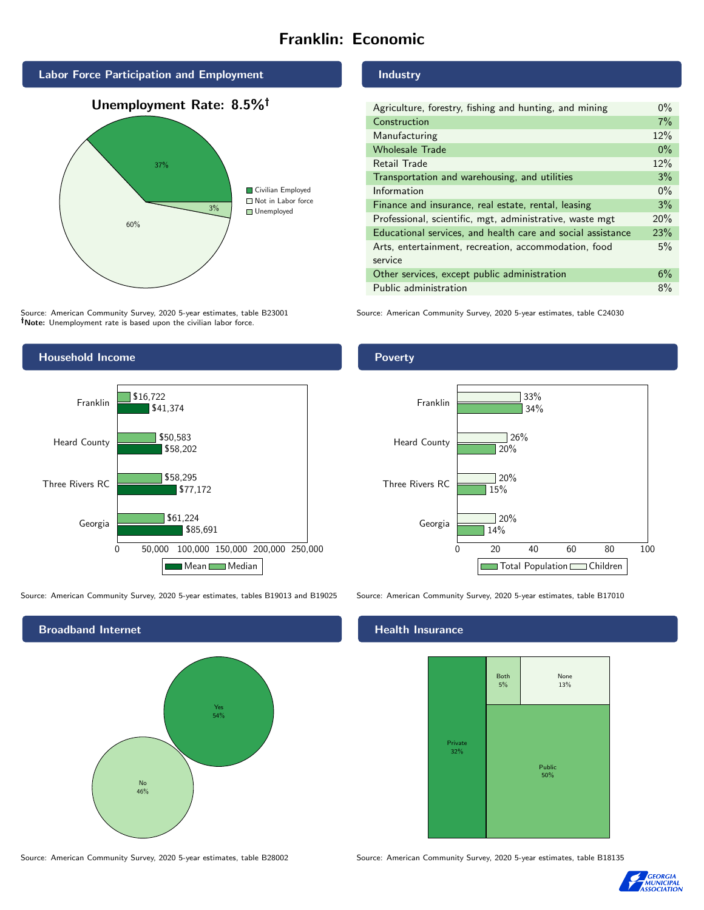# Franklin: Economic

## Labor Force Participation and Employment

**Unemployment Rate: 8.5%†**

| Category | Percent |
|---|---|
| Civilian Employed | 37% |
| Not in Labor force | 60% |
| Unemployed | 3% |

Source: American Community Survey, 2020 5-year estimates, table B23001
**†Note:** Unemployment rate is based upon the civilian labor force.

## Industry

| Industry | Percent |
|---|---|
| Agriculture, forestry, fishing and hunting, and mining | 0% |
| Construction | 7% |
| Manufacturing | 12% |
| Wholesale Trade | 0% |
| Retail Trade | 12% |
| Transportation and warehousing, and utilities | 3% |
| Information | 0% |
| Finance and insurance, real estate, rental, leasing | 3% |
| Professional, scientific, mgt, administrative, waste mgt | 20% |
| Educational services, and health care and social assistance | 23% |
| Arts, entertainment, recreation, accommodation, food service | 5% |
| Other services, except public administration | 6% |
| Public administration | 8% |

Source: American Community Survey, 2020 5-year estimates, table C24030

## Household Income

| | Median | Mean |
|---|---|---|
| Franklin | $16,722 | $41,374 |
| Heard County | $50,583 | $58,202 |
| Three Rivers RC | $58,295 | $77,172 |
| Georgia | $61,224 | $85,691 |

Source: American Community Survey, 2020 5-year estimates, tables B19013 and B19025

## Poverty

| | Children | Total Population |
|---|---|---|
| Franklin | 33% | 34% |
| Heard County | 26% | 20% |
| Three Rivers RC | 20% | 15% |
| Georgia | 20% | 14% |

Source: American Community Survey, 2020 5-year estimates, table B17010

## Broadband Internet

| Response | Percent |
|---|---|
| Yes | 54% |
| No | 46% |

Source: American Community Survey, 2020 5-year estimates, table B28002

## Health Insurance

| Type | Percent |
|---|---|
| Private | 32% |
| Public | 50% |
| Both | 5% |
| None | 13% |

Source: American Community Survey, 2020 5-year estimates, table B18135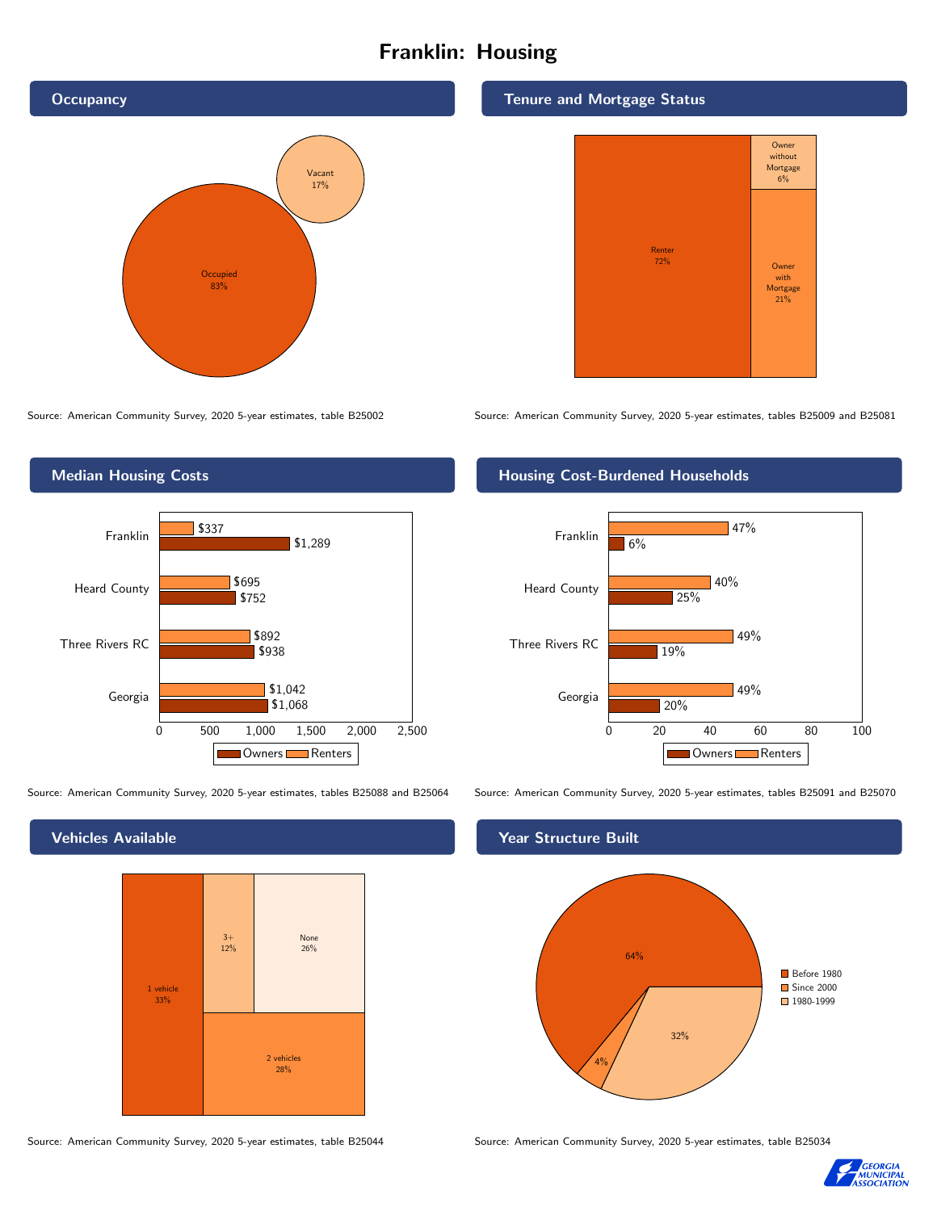# Franklin: Housing

## Occupancy

Vacant
17%

Occupied
83%

Source: American Community Survey, 2020 5-year estimates, table B25002

## Tenure and Mortgage Status

Renter
72%

Owner without Mortgage
6%

Owner with Mortgage
21%

Source: American Community Survey, 2020 5-year estimates, tables B25009 and B25081

## Median Housing Costs

Franklin
$337
$1,289

Heard County
$695
$752

Three Rivers RC
$892
$938

Georgia
$1,042
$1,068

0 500 1,000 1,500 2,000 2,500

Owners Renters

Source: American Community Survey, 2020 5-year estimates, tables B25088 and B25064

## Housing Cost-Burdened Households

Franklin
47%
6%

Heard County
40%
25%

Three Rivers RC
49%
19%

Georgia
49%
20%

0 20 40 60 80 100

Owners Renters

Source: American Community Survey, 2020 5-year estimates, tables B25091 and B25070

## Vehicles Available

1 vehicle
33%

3+
12%

None
26%

2 vehicles
28%

Source: American Community Survey, 2020 5-year estimates, table B25044

## Year Structure Built

64%
4%
32%

Before 1980
Since 2000
1980-1999

Source: American Community Survey, 2020 5-year estimates, table B25034